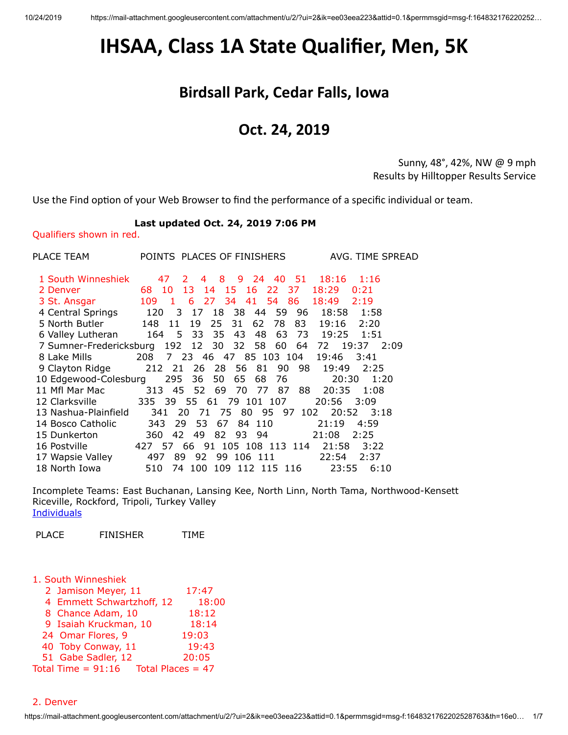# IHSAA, Class 1A State Qualifier, Men, 5K

## Birdsall Park, Cedar Falls, Iowa

## Oct. 24, 2019

Sunny, 48°, 42%, NW @ 9 mph
Results by Hilltopper Results Service

Use the Find option of your Web Browser to find the performance of a specific individual or team.

**Last updated Oct. 24, 2019 7:06 PM**

Qualifiers shown in red.

| PLACE | TEAM | POINTS | PLACES OF FINISHERS | | | | | | | AVG. TIME | SPREAD |
|---|---|---|---|---|---|---|---|---|---|---|---|
| 1 | South Winneshiek | 47 | 2 | 4 | 8 | 9 | 24 | 40 | 51 | 18:16 | 1:16 |
| 2 | Denver | 68 | 10 | 13 | 14 | 15 | 16 | 22 | 37 | 18:29 | 0:21 |
| 3 | St. Ansgar | 109 | 1 | 6 | 27 | 34 | 41 | 54 | 86 | 18:49 | 2:19 |
| 4 | Central Springs | 120 | 3 | 17 | 18 | 38 | 44 | 59 | 96 | 18:58 | 1:58 |
| 5 | North Butler | 148 | 11 | 19 | 25 | 31 | 62 | 78 | 83 | 19:16 | 2:20 |
| 6 | Valley Lutheran | 164 | 5 | 33 | 35 | 43 | 48 | 63 | 73 | 19:25 | 1:51 |
| 7 | Sumner-Fredericksburg | 192 | 12 | 30 | 32 | 58 | 60 | 64 | 72 | 19:37 | 2:09 |
| 8 | Lake Mills | 208 | 7 | 23 | 46 | 47 | 85 | 103 | 104 | 19:46 | 3:41 |
| 9 | Clayton Ridge | 212 | 21 | 26 | 28 | 56 | 81 | 90 | 98 | 19:49 | 2:25 |
| 10 | Edgewood-Colesburg | 295 | 36 | 50 | 65 | 68 | 76 | | | 20:30 | 1:20 |
| 11 | Mfl Mar Mac | 313 | 45 | 52 | 69 | 70 | 77 | 87 | 88 | 20:35 | 1:08 |
| 12 | Clarksville | 335 | 39 | 55 | 61 | 79 | 101 | 107 | | 20:56 | 3:09 |
| 13 | Nashua-Plainfield | 341 | 20 | 71 | 75 | 80 | 95 | 97 | 102 | 20:52 | 3:18 |
| 14 | Bosco Catholic | 343 | 29 | 53 | 67 | 84 | 110 | | | 21:19 | 4:59 |
| 15 | Dunkerton | 360 | 42 | 49 | 82 | 93 | 94 | | | 21:08 | 2:25 |
| 16 | Postville | 427 | 57 | 66 | 91 | 105 | 108 | 113 | 114 | 21:58 | 3:22 |
| 17 | Wapsie Valley | 497 | 89 | 92 | 99 | 106 | 111 | | | 22:54 | 2:37 |
| 18 | North Iowa | 510 | 74 | 100 | 109 | 112 | 115 | 116 | | 23:55 | 6:10 |

Incomplete Teams: East Buchanan, Lansing Kee, North Linn, North Tama, Northwood-Kensett Riceville, Rockford, Tripoli, Turkey Valley

[Individuals]

| PLACE | FINISHER | TIME |
|---|---|---|

**1. South Winneshiek**

| PLACE | FINISHER | TIME |
|---|---|---|
| 2 | Jamison Meyer, 11 | 17:47 |
| 4 | Emmett Schwartzhoff, 12 | 18:00 |
| 8 | Chance Adam, 10 | 18:12 |
| 9 | Isaiah Kruckman, 10 | 18:14 |
| 24 | Omar Flores, 9 | 19:03 |
| 40 | Toby Conway, 11 | 19:43 |
| 51 | Gabe Sadler, 12 | 20:05 |

Total Time = 91:16 Total Places = 47

**2. Denver**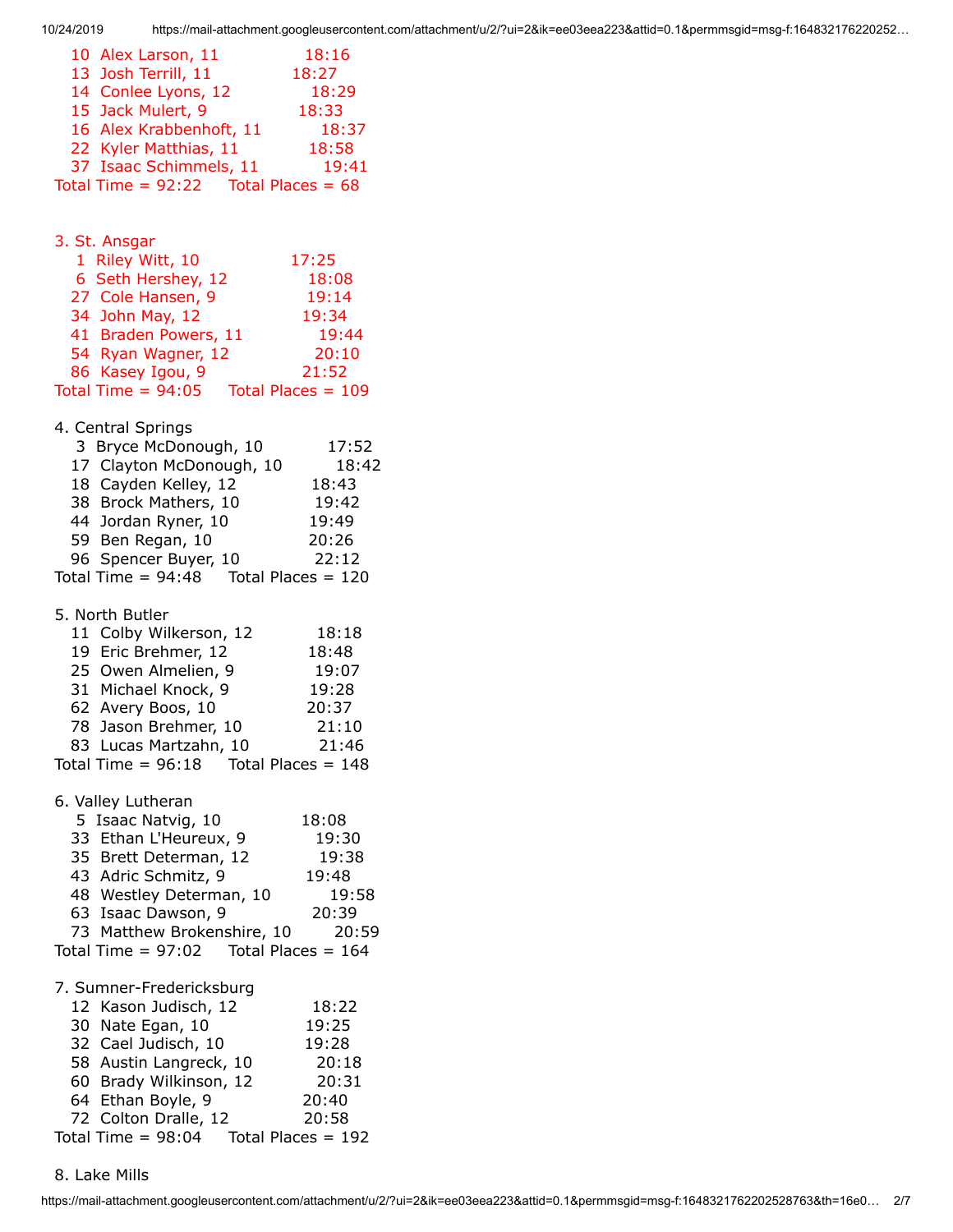10 Alex Larson, 11 18:16
13 Josh Terrill, 11 18:27
14 Conlee Lyons, 12 18:29
15 Jack Mulert, 9 18:33
16 Alex Krabbenhoft, 11 18:37
22 Kyler Matthias, 11 18:58
37 Isaac Schimmels, 11 19:41
Total Time = 92:22 Total Places = 68

3. St. Ansgar
1 Riley Witt, 10 17:25
6 Seth Hershey, 12 18:08
27 Cole Hansen, 9 19:14
34 John May, 12 19:34
41 Braden Powers, 11 19:44
54 Ryan Wagner, 12 20:10
86 Kasey Igou, 9 21:52
Total Time = 94:05 Total Places = 109

4. Central Springs
3 Bryce McDonough, 10 17:52
17 Clayton McDonough, 10 18:42
18 Cayden Kelley, 12 18:43
38 Brock Mathers, 10 19:42
44 Jordan Ryner, 10 19:49
59 Ben Regan, 10 20:26
96 Spencer Buyer, 10 22:12
Total Time = 94:48 Total Places = 120

5. North Butler
11 Colby Wilkerson, 12 18:18
19 Eric Brehmer, 12 18:48
25 Owen Almelien, 9 19:07
31 Michael Knock, 9 19:28
62 Avery Boos, 10 20:37
78 Jason Brehmer, 10 21:10
83 Lucas Martzahn, 10 21:46
Total Time = 96:18 Total Places = 148

6. Valley Lutheran
5 Isaac Natvig, 10 18:08
33 Ethan L'Heureux, 9 19:30
35 Brett Determan, 12 19:38
43 Adric Schmitz, 9 19:48
48 Westley Determan, 10 19:58
63 Isaac Dawson, 9 20:39
73 Matthew Brokenshire, 10 20:59
Total Time = 97:02 Total Places = 164

7. Sumner-Fredericksburg
12 Kason Judisch, 12 18:22
30 Nate Egan, 10 19:25
32 Cael Judisch, 10 19:28
58 Austin Langreck, 10 20:18
60 Brady Wilkinson, 12 20:31
64 Ethan Boyle, 9 20:40
72 Colton Dralle, 12 20:58
Total Time = 98:04 Total Places = 192

8. Lake Mills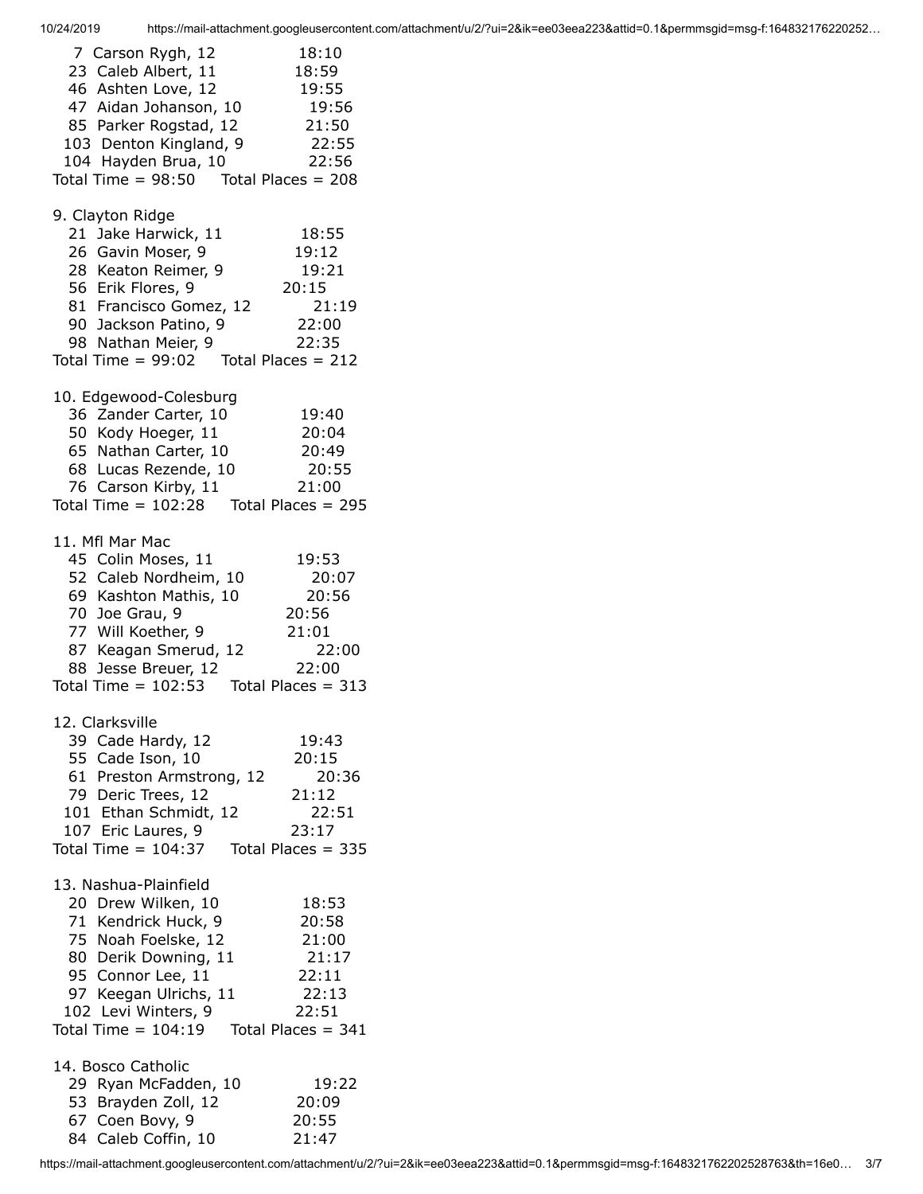7 Carson Rygh, 12 18:10
23 Caleb Albert, 11 18:59
46 Ashten Love, 12 19:55
47 Aidan Johanson, 10 19:56
85 Parker Rogstad, 12 21:50
103 Denton Kingland, 9 22:55
104 Hayden Brua, 10 22:56
Total Time = 98:50 Total Places = 208

9. Clayton Ridge
21 Jake Harwick, 11 18:55
26 Gavin Moser, 9 19:12
28 Keaton Reimer, 9 19:21
56 Erik Flores, 9 20:15
81 Francisco Gomez, 12 21:19
90 Jackson Patino, 9 22:00
98 Nathan Meier, 9 22:35
Total Time = 99:02 Total Places = 212

10. Edgewood-Colesburg
36 Zander Carter, 10 19:40
50 Kody Hoeger, 11 20:04
65 Nathan Carter, 10 20:49
68 Lucas Rezende, 10 20:55
76 Carson Kirby, 11 21:00
Total Time = 102:28 Total Places = 295

11. Mfl Mar Mac
45 Colin Moses, 11 19:53
52 Caleb Nordheim, 10 20:07
69 Kashton Mathis, 10 20:56
70 Joe Grau, 9 20:56
77 Will Koether, 9 21:01
87 Keagan Smerud, 12 22:00
88 Jesse Breuer, 12 22:00
Total Time = 102:53 Total Places = 313

12. Clarksville
39 Cade Hardy, 12 19:43
55 Cade Ison, 10 20:15
61 Preston Armstrong, 12 20:36
79 Deric Trees, 12 21:12
101 Ethan Schmidt, 12 22:51
107 Eric Laures, 9 23:17
Total Time = 104:37 Total Places = 335

13. Nashua-Plainfield
20 Drew Wilken, 10 18:53
71 Kendrick Huck, 9 20:58
75 Noah Foelske, 12 21:00
80 Derik Downing, 11 21:17
95 Connor Lee, 11 22:11
97 Keegan Ulrichs, 11 22:13
102 Levi Winters, 9 22:51
Total Time = 104:19 Total Places = 341

14. Bosco Catholic
29 Ryan McFadden, 10 19:22
53 Brayden Zoll, 12 20:09
67 Coen Bovy, 9 20:55
84 Caleb Coffin, 10 21:47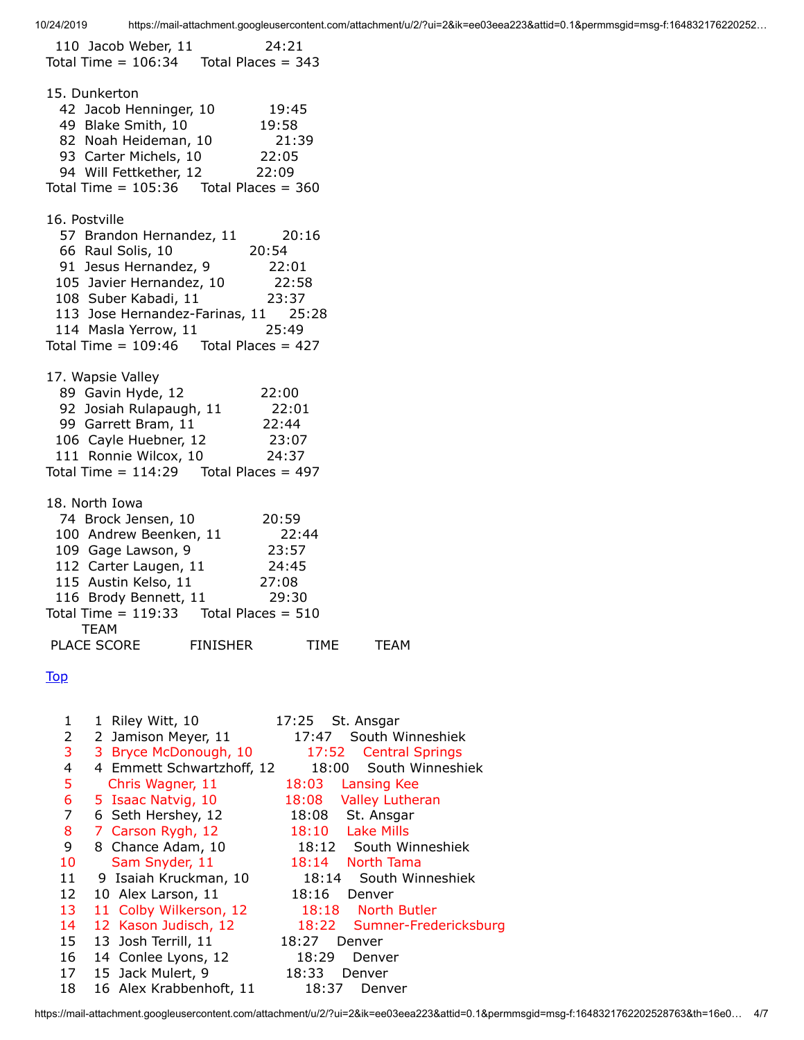110 Jacob Weber, 11 24:21
Total Time = 106:34 Total Places = 343

15. Dunkerton
42 Jacob Henninger, 10 19:45
49 Blake Smith, 10 19:58
82 Noah Heideman, 10 21:39
93 Carter Michels, 10 22:05
94 Will Fettkether, 12 22:09
Total Time = 105:36 Total Places = 360

16. Postville
57 Brandon Hernandez, 11 20:16
66 Raul Solis, 10 20:54
91 Jesus Hernandez, 9 22:01
105 Javier Hernandez, 10 22:58
108 Suber Kabadi, 11 23:37
113 Jose Hernandez-Farinas, 11 25:28
114 Masla Yerrow, 11 25:49
Total Time = 109:46 Total Places = 427

17. Wapsie Valley
89 Gavin Hyde, 12 22:00
92 Josiah Rulapaugh, 11 22:01
99 Garrett Bram, 11 22:44
106 Cayle Huebner, 12 23:07
111 Ronnie Wilcox, 10 24:37
Total Time = 114:29 Total Places = 497

18. North Iowa
74 Brock Jensen, 10 20:59
100 Andrew Beenken, 11 22:44
109 Gage Lawson, 9 23:57
112 Carter Laugen, 11 24:45
115 Austin Kelso, 11 27:08
116 Brody Bennett, 11 29:30
Total Time = 119:33 Total Places = 510

| PLACE | TEAM SCORE | FINISHER | TIME | TEAM |
|---|---|---|---|---|

Top

| PLACE | TEAM SCORE | FINISHER | TIME | TEAM |
|---|---|---|---|---|
| 1 | 1 | Riley Witt, 10 | 17:25 | St. Ansgar |
| 2 | 2 | Jamison Meyer, 11 | 17:47 | South Winneshiek |
| 3 | 3 | Bryce McDonough, 10 | 17:52 | Central Springs |
| 4 | 4 | Emmett Schwartzhoff, 12 | 18:00 | South Winneshiek |
| 5 | | Chris Wagner, 11 | 18:03 | Lansing Kee |
| 6 | 5 | Isaac Natvig, 10 | 18:08 | Valley Lutheran |
| 7 | 6 | Seth Hershey, 12 | 18:08 | St. Ansgar |
| 8 | 7 | Carson Rygh, 12 | 18:10 | Lake Mills |
| 9 | 8 | Chance Adam, 10 | 18:12 | South Winneshiek |
| 10 | | Sam Snyder, 11 | 18:14 | North Tama |
| 11 | 9 | Isaiah Kruckman, 10 | 18:14 | South Winneshiek |
| 12 | 10 | Alex Larson, 11 | 18:16 | Denver |
| 13 | 11 | Colby Wilkerson, 12 | 18:18 | North Butler |
| 14 | 12 | Kason Judisch, 12 | 18:22 | Sumner-Fredericksburg |
| 15 | 13 | Josh Terrill, 11 | 18:27 | Denver |
| 16 | 14 | Conlee Lyons, 12 | 18:29 | Denver |
| 17 | 15 | Jack Mulert, 9 | 18:33 | Denver |
| 18 | 16 | Alex Krabbenhoft, 11 | 18:37 | Denver |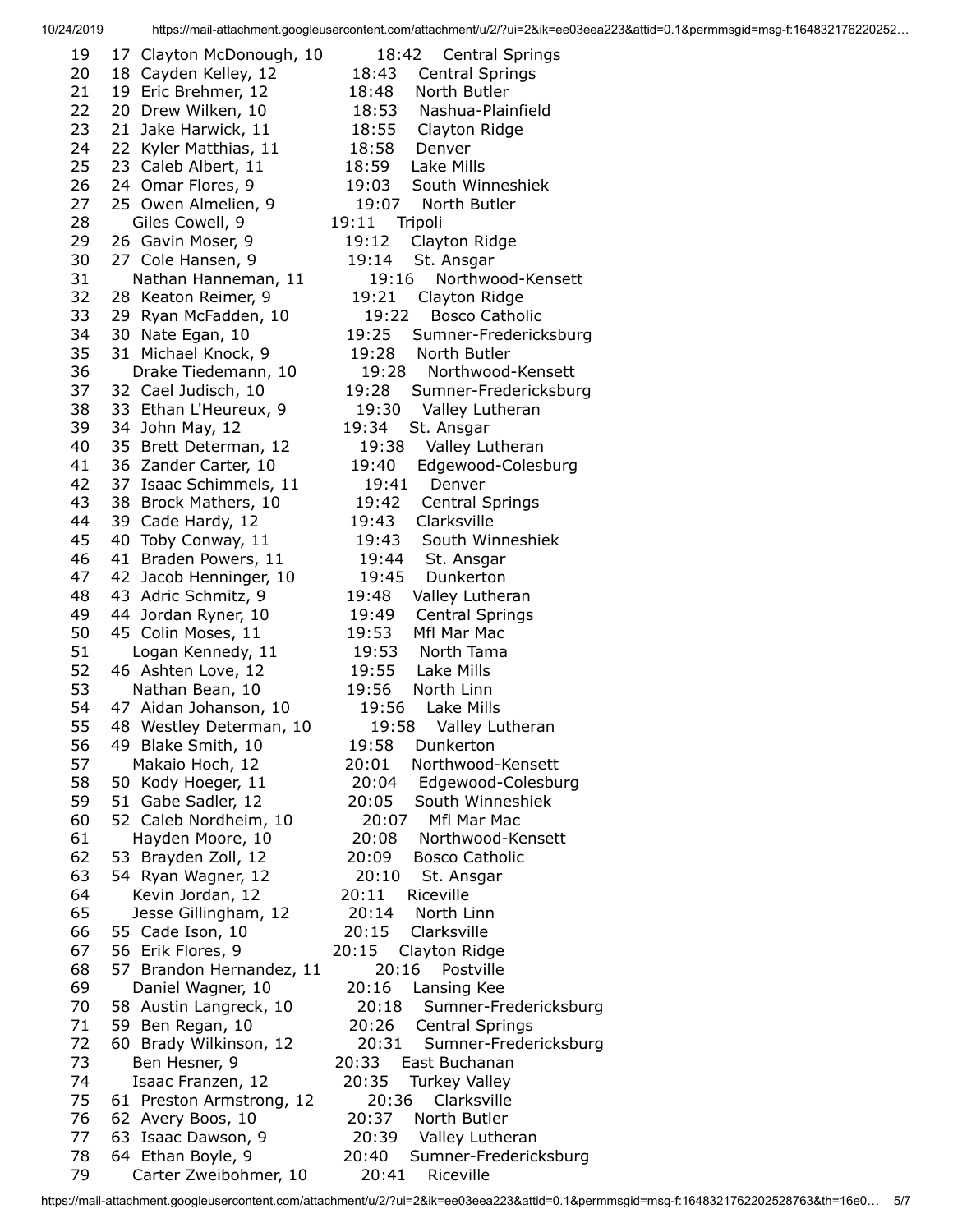| Place | Team Place | Name, Grade | Time | School |
|---|---|---|---|---|
| 19 | 17 | Clayton McDonough, 10 | 18:42 | Central Springs |
| 20 | 18 | Cayden Kelley, 12 | 18:43 | Central Springs |
| 21 | 19 | Eric Brehmer, 12 | 18:48 | North Butler |
| 22 | 20 | Drew Wilken, 10 | 18:53 | Nashua-Plainfield |
| 23 | 21 | Jake Harwick, 11 | 18:55 | Clayton Ridge |
| 24 | 22 | Kyler Matthias, 11 | 18:58 | Denver |
| 25 | 23 | Caleb Albert, 11 | 18:59 | Lake Mills |
| 26 | 24 | Omar Flores, 9 | 19:03 | South Winneshiek |
| 27 | 25 | Owen Almelien, 9 | 19:07 | North Butler |
| 28 | | Giles Cowell, 9 | 19:11 | Tripoli |
| 29 | 26 | Gavin Moser, 9 | 19:12 | Clayton Ridge |
| 30 | 27 | Cole Hansen, 9 | 19:14 | St. Ansgar |
| 31 | | Nathan Hanneman, 11 | 19:16 | Northwood-Kensett |
| 32 | 28 | Keaton Reimer, 9 | 19:21 | Clayton Ridge |
| 33 | 29 | Ryan McFadden, 10 | 19:22 | Bosco Catholic |
| 34 | 30 | Nate Egan, 10 | 19:25 | Sumner-Fredericksburg |
| 35 | 31 | Michael Knock, 9 | 19:28 | North Butler |
| 36 | | Drake Tiedemann, 10 | 19:28 | Northwood-Kensett |
| 37 | 32 | Cael Judisch, 10 | 19:28 | Sumner-Fredericksburg |
| 38 | 33 | Ethan L'Heureux, 9 | 19:30 | Valley Lutheran |
| 39 | 34 | John May, 12 | 19:34 | St. Ansgar |
| 40 | 35 | Brett Determan, 12 | 19:38 | Valley Lutheran |
| 41 | 36 | Zander Carter, 10 | 19:40 | Edgewood-Colesburg |
| 42 | 37 | Isaac Schimmels, 11 | 19:41 | Denver |
| 43 | 38 | Brock Mathers, 10 | 19:42 | Central Springs |
| 44 | 39 | Cade Hardy, 12 | 19:43 | Clarksville |
| 45 | 40 | Toby Conway, 11 | 19:43 | South Winneshiek |
| 46 | 41 | Braden Powers, 11 | 19:44 | St. Ansgar |
| 47 | 42 | Jacob Henninger, 10 | 19:45 | Dunkerton |
| 48 | 43 | Adric Schmitz, 9 | 19:48 | Valley Lutheran |
| 49 | 44 | Jordan Ryner, 10 | 19:49 | Central Springs |
| 50 | 45 | Colin Moses, 11 | 19:53 | Mfl Mar Mac |
| 51 | | Logan Kennedy, 11 | 19:53 | North Tama |
| 52 | 46 | Ashten Love, 12 | 19:55 | Lake Mills |
| 53 | | Nathan Bean, 10 | 19:56 | North Linn |
| 54 | 47 | Aidan Johanson, 10 | 19:56 | Lake Mills |
| 55 | 48 | Westley Determan, 10 | 19:58 | Valley Lutheran |
| 56 | 49 | Blake Smith, 10 | 19:58 | Dunkerton |
| 57 | | Makaio Hoch, 12 | 20:01 | Northwood-Kensett |
| 58 | 50 | Kody Hoeger, 11 | 20:04 | Edgewood-Colesburg |
| 59 | 51 | Gabe Sadler, 12 | 20:05 | South Winneshiek |
| 60 | 52 | Caleb Nordheim, 10 | 20:07 | Mfl Mar Mac |
| 61 | | Hayden Moore, 10 | 20:08 | Northwood-Kensett |
| 62 | 53 | Brayden Zoll, 12 | 20:09 | Bosco Catholic |
| 63 | 54 | Ryan Wagner, 12 | 20:10 | St. Ansgar |
| 64 | | Kevin Jordan, 12 | 20:11 | Riceville |
| 65 | | Jesse Gillingham, 12 | 20:14 | North Linn |
| 66 | 55 | Cade Ison, 10 | 20:15 | Clarksville |
| 67 | 56 | Erik Flores, 9 | 20:15 | Clayton Ridge |
| 68 | 57 | Brandon Hernandez, 11 | 20:16 | Postville |
| 69 | | Daniel Wagner, 10 | 20:16 | Lansing Kee |
| 70 | 58 | Austin Langreck, 10 | 20:18 | Sumner-Fredericksburg |
| 71 | 59 | Ben Regan, 10 | 20:26 | Central Springs |
| 72 | 60 | Brady Wilkinson, 12 | 20:31 | Sumner-Fredericksburg |
| 73 | | Ben Hesner, 9 | 20:33 | East Buchanan |
| 74 | | Isaac Franzen, 12 | 20:35 | Turkey Valley |
| 75 | 61 | Preston Armstrong, 12 | 20:36 | Clarksville |
| 76 | 62 | Avery Boos, 10 | 20:37 | North Butler |
| 77 | 63 | Isaac Dawson, 9 | 20:39 | Valley Lutheran |
| 78 | 64 | Ethan Boyle, 9 | 20:40 | Sumner-Fredericksburg |
| 79 | | Carter Zweibohmer, 10 | 20:41 | Riceville |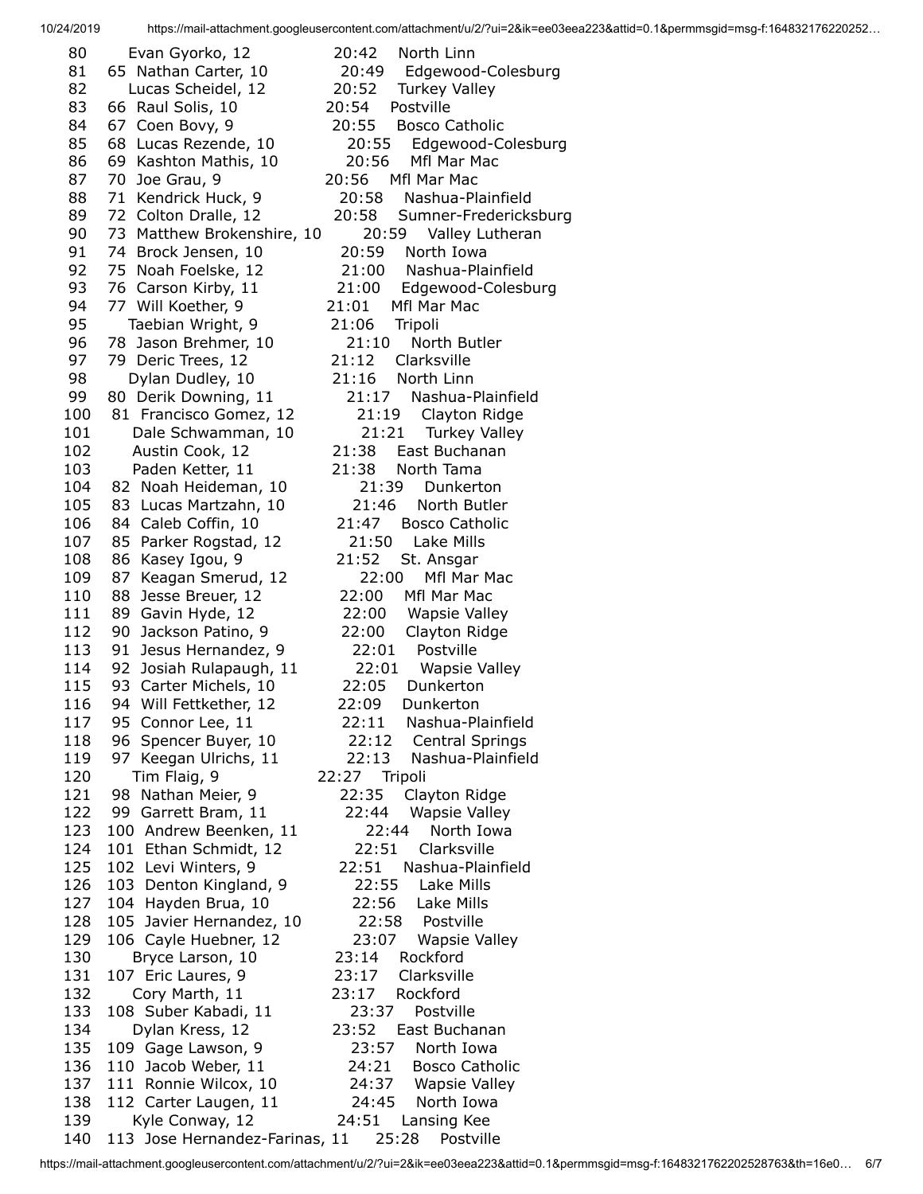| Place | Team Place | Name, Grade | Time | School |
|---|---|---|---|---|
| 80 | | Evan Gyorko, 12 | 20:42 | North Linn |
| 81 | 65 | Nathan Carter, 10 | 20:49 | Edgewood-Colesburg |
| 82 | | Lucas Scheidel, 12 | 20:52 | Turkey Valley |
| 83 | 66 | Raul Solis, 10 | 20:54 | Postville |
| 84 | 67 | Coen Bovy, 9 | 20:55 | Bosco Catholic |
| 85 | 68 | Lucas Rezende, 10 | 20:55 | Edgewood-Colesburg |
| 86 | 69 | Kashton Mathis, 10 | 20:56 | Mfl Mar Mac |
| 87 | 70 | Joe Grau, 9 | 20:56 | Mfl Mar Mac |
| 88 | 71 | Kendrick Huck, 9 | 20:58 | Nashua-Plainfield |
| 89 | 72 | Colton Dralle, 12 | 20:58 | Sumner-Fredericksburg |
| 90 | 73 | Matthew Brokenshire, 10 | 20:59 | Valley Lutheran |
| 91 | 74 | Brock Jensen, 10 | 20:59 | North Iowa |
| 92 | 75 | Noah Foelske, 12 | 21:00 | Nashua-Plainfield |
| 93 | 76 | Carson Kirby, 11 | 21:00 | Edgewood-Colesburg |
| 94 | 77 | Will Koether, 9 | 21:01 | Mfl Mar Mac |
| 95 | | Taebian Wright, 9 | 21:06 | Tripoli |
| 96 | 78 | Jason Brehmer, 10 | 21:10 | North Butler |
| 97 | 79 | Deric Trees, 12 | 21:12 | Clarksville |
| 98 | | Dylan Dudley, 10 | 21:16 | North Linn |
| 99 | 80 | Derik Downing, 11 | 21:17 | Nashua-Plainfield |
| 100 | 81 | Francisco Gomez, 12 | 21:19 | Clayton Ridge |
| 101 | | Dale Schwamman, 10 | 21:21 | Turkey Valley |
| 102 | | Austin Cook, 12 | 21:38 | East Buchanan |
| 103 | | Paden Ketter, 11 | 21:38 | North Tama |
| 104 | 82 | Noah Heideman, 10 | 21:39 | Dunkerton |
| 105 | 83 | Lucas Martzahn, 10 | 21:46 | North Butler |
| 106 | 84 | Caleb Coffin, 10 | 21:47 | Bosco Catholic |
| 107 | 85 | Parker Rogstad, 12 | 21:50 | Lake Mills |
| 108 | 86 | Kasey Igou, 9 | 21:52 | St. Ansgar |
| 109 | 87 | Keagan Smerud, 12 | 22:00 | Mfl Mar Mac |
| 110 | 88 | Jesse Breuer, 12 | 22:00 | Mfl Mar Mac |
| 111 | 89 | Gavin Hyde, 12 | 22:00 | Wapsie Valley |
| 112 | 90 | Jackson Patino, 9 | 22:00 | Clayton Ridge |
| 113 | 91 | Jesus Hernandez, 9 | 22:01 | Postville |
| 114 | 92 | Josiah Rulapaugh, 11 | 22:01 | Wapsie Valley |
| 115 | 93 | Carter Michels, 10 | 22:05 | Dunkerton |
| 116 | 94 | Will Fettkether, 12 | 22:09 | Dunkerton |
| 117 | 95 | Connor Lee, 11 | 22:11 | Nashua-Plainfield |
| 118 | 96 | Spencer Buyer, 10 | 22:12 | Central Springs |
| 119 | 97 | Keegan Ulrichs, 11 | 22:13 | Nashua-Plainfield |
| 120 | | Tim Flaig, 9 | 22:27 | Tripoli |
| 121 | 98 | Nathan Meier, 9 | 22:35 | Clayton Ridge |
| 122 | 99 | Garrett Bram, 11 | 22:44 | Wapsie Valley |
| 123 | 100 | Andrew Beenken, 11 | 22:44 | North Iowa |
| 124 | 101 | Ethan Schmidt, 12 | 22:51 | Clarksville |
| 125 | 102 | Levi Winters, 9 | 22:51 | Nashua-Plainfield |
| 126 | 103 | Denton Kingland, 9 | 22:55 | Lake Mills |
| 127 | 104 | Hayden Brua, 10 | 22:56 | Lake Mills |
| 128 | 105 | Javier Hernandez, 10 | 22:58 | Postville |
| 129 | 106 | Cayle Huebner, 12 | 23:07 | Wapsie Valley |
| 130 | | Bryce Larson, 10 | 23:14 | Rockford |
| 131 | 107 | Eric Laures, 9 | 23:17 | Clarksville |
| 132 | | Cory Marth, 11 | 23:17 | Rockford |
| 133 | 108 | Suber Kabadi, 11 | 23:37 | Postville |
| 134 | | Dylan Kress, 12 | 23:52 | East Buchanan |
| 135 | 109 | Gage Lawson, 9 | 23:57 | North Iowa |
| 136 | 110 | Jacob Weber, 11 | 24:21 | Bosco Catholic |
| 137 | 111 | Ronnie Wilcox, 10 | 24:37 | Wapsie Valley |
| 138 | 112 | Carter Laugen, 11 | 24:45 | North Iowa |
| 139 | | Kyle Conway, 12 | 24:51 | Lansing Kee |
| 140 | 113 | Jose Hernandez-Farinas, 11 | 25:28 | Postville |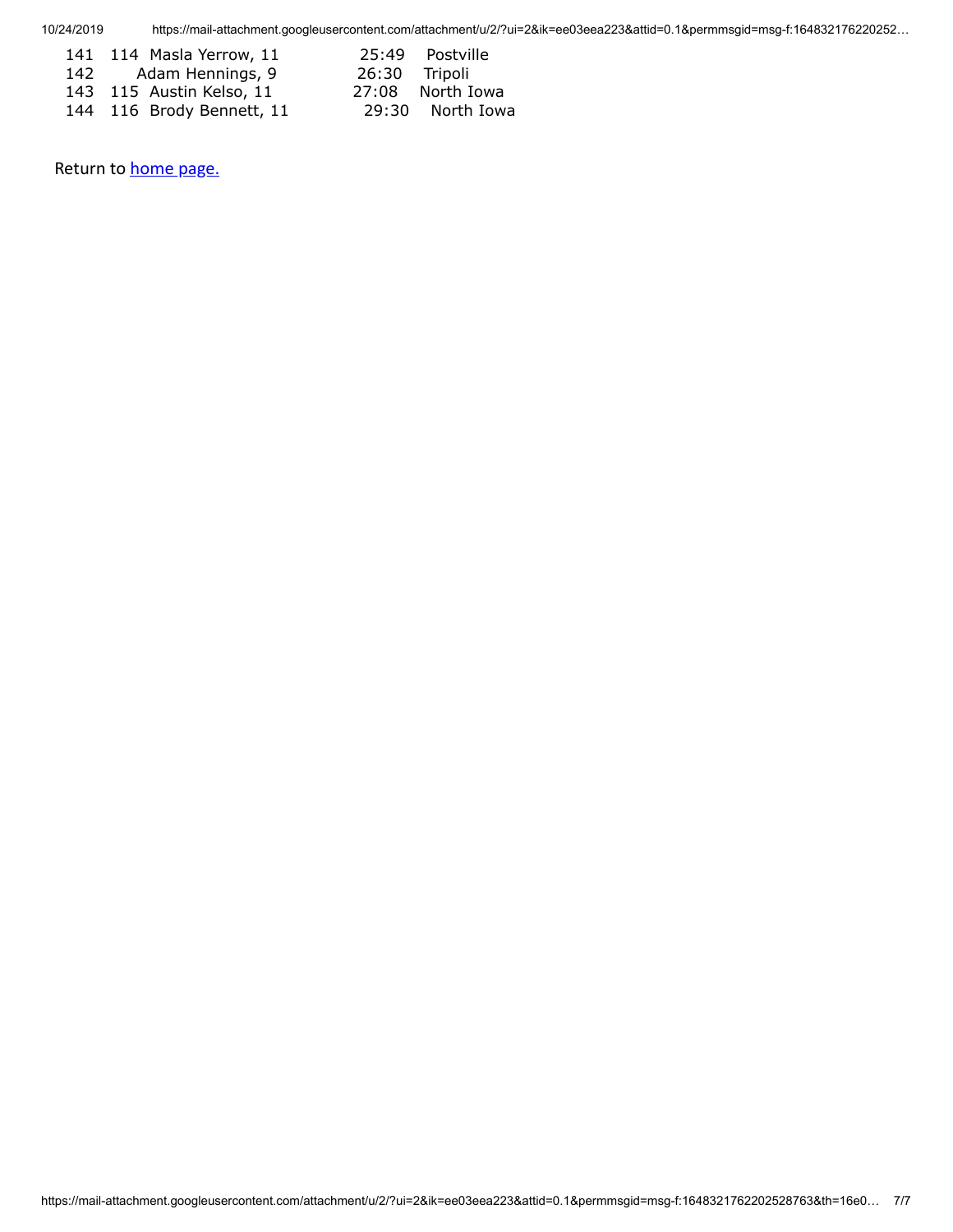| | | | | |
|---|---|---|---|---|
| 141 | 114 | Masla Yerrow, 11 | 25:49 | Postville |
| 142 | | Adam Hennings, 9 | 26:30 | Tripoli |
| 143 | 115 | Austin Kelso, 11 | 27:08 | North Iowa |
| 144 | 116 | Brody Bennett, 11 | 29:30 | North Iowa |

Return to home page.